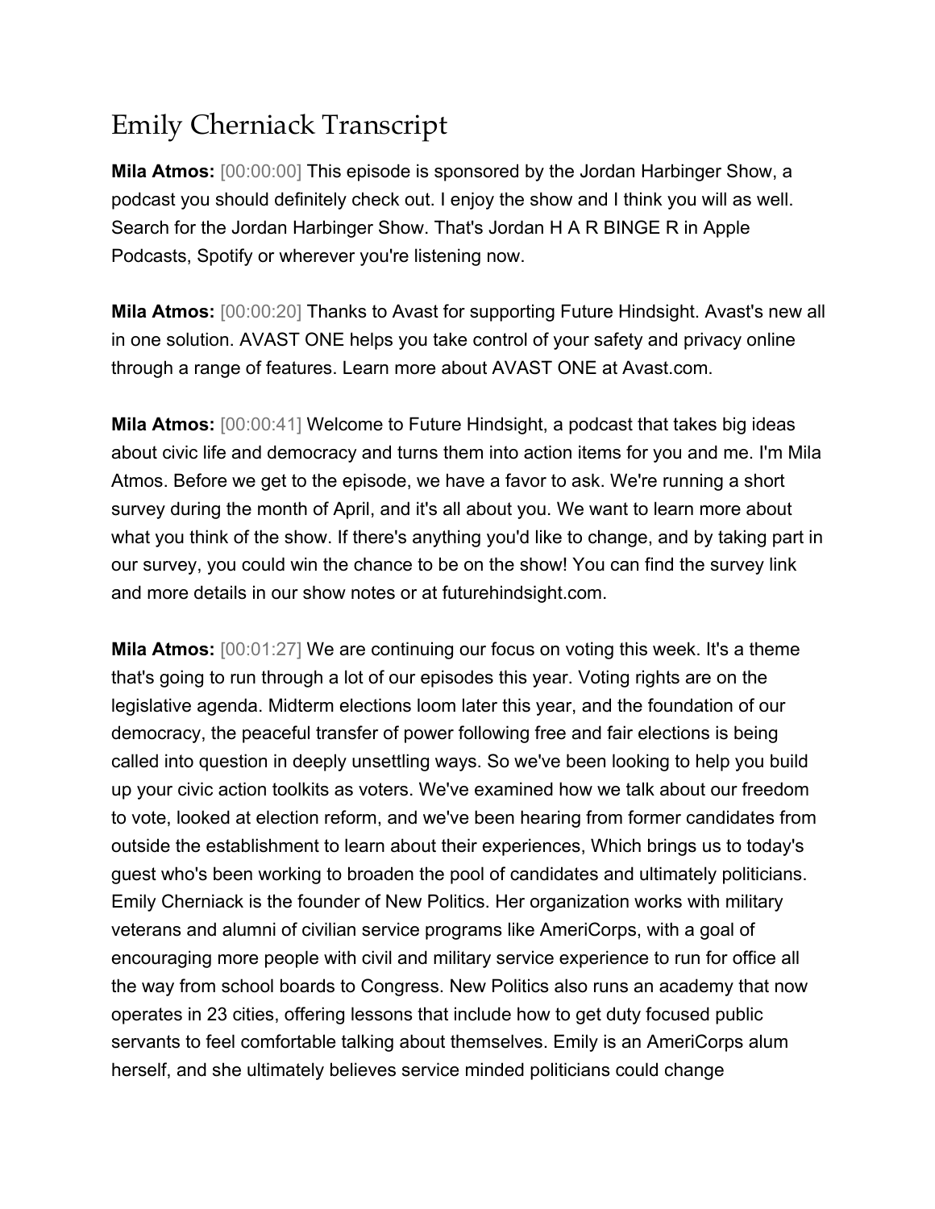# Emily Cherniack Transcript

**Mila Atmos:** [00:00:00] This episode is sponsored by the Jordan Harbinger Show, a podcast you should definitely check out. I enjoy the show and I think you will as well. Search for the Jordan Harbinger Show. That's Jordan H A R BINGE R in Apple Podcasts, Spotify or wherever you're listening now.

**Mila Atmos:** [00:00:20] Thanks to Avast for supporting Future Hindsight. Avast's new all in one solution. AVAST ONE helps you take control of your safety and privacy online through a range of features. Learn more about AVAST ONE at Avast.com.

**Mila Atmos:** [00:00:41] Welcome to Future Hindsight, a podcast that takes big ideas about civic life and democracy and turns them into action items for you and me. I'm Mila Atmos. Before we get to the episode, we have a favor to ask. We're running a short survey during the month of April, and it's all about you. We want to learn more about what you think of the show. If there's anything you'd like to change, and by taking part in our survey, you could win the chance to be on the show! You can find the survey link and more details in our show notes or at futurehindsight.com.

**Mila Atmos:** [00:01:27] We are continuing our focus on voting this week. It's a theme that's going to run through a lot of our episodes this year. Voting rights are on the legislative agenda. Midterm elections loom later this year, and the foundation of our democracy, the peaceful transfer of power following free and fair elections is being called into question in deeply unsettling ways. So we've been looking to help you build up your civic action toolkits as voters. We've examined how we talk about our freedom to vote, looked at election reform, and we've been hearing from former candidates from outside the establishment to learn about their experiences, Which brings us to today's guest who's been working to broaden the pool of candidates and ultimately politicians. Emily Cherniack is the founder of New Politics. Her organization works with military veterans and alumni of civilian service programs like AmeriCorps, with a goal of encouraging more people with civil and military service experience to run for office all the way from school boards to Congress. New Politics also runs an academy that now operates in 23 cities, offering lessons that include how to get duty focused public servants to feel comfortable talking about themselves. Emily is an AmeriCorps alum herself, and she ultimately believes service minded politicians could change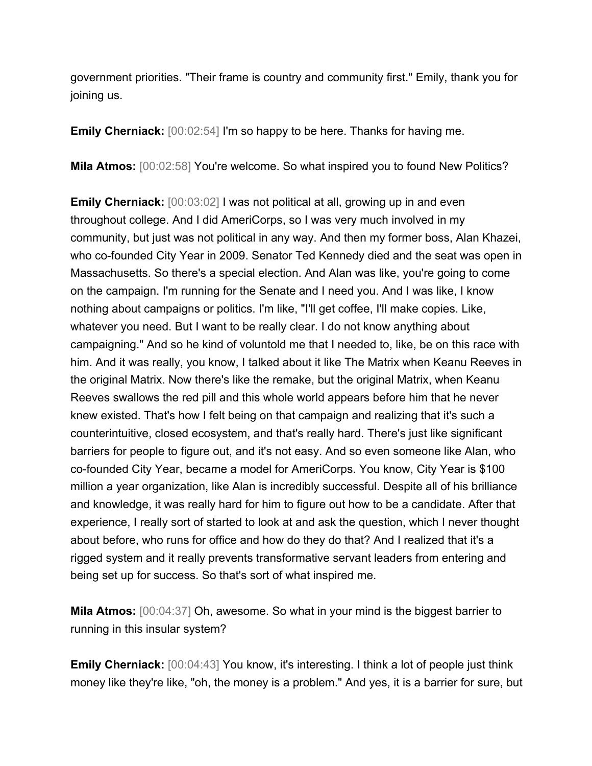government priorities. "Their frame is country and community first." Emily, thank you for joining us.

**Emily Cherniack:** [00:02:54] I'm so happy to be here. Thanks for having me.

**Mila Atmos:** [00:02:58] You're welcome. So what inspired you to found New Politics?

**Emily Cherniack:** [00:03:02] I was not political at all, growing up in and even throughout college. And I did AmeriCorps, so I was very much involved in my community, but just was not political in any way. And then my former boss, Alan Khazei, who co-founded City Year in 2009. Senator Ted Kennedy died and the seat was open in Massachusetts. So there's a special election. And Alan was like, you're going to come on the campaign. I'm running for the Senate and I need you. And I was like, I know nothing about campaigns or politics. I'm like, "I'll get coffee, I'll make copies. Like, whatever you need. But I want to be really clear. I do not know anything about campaigning." And so he kind of voluntold me that I needed to, like, be on this race with him. And it was really, you know, I talked about it like The Matrix when Keanu Reeves in the original Matrix. Now there's like the remake, but the original Matrix, when Keanu Reeves swallows the red pill and this whole world appears before him that he never knew existed. That's how I felt being on that campaign and realizing that it's such a counterintuitive, closed ecosystem, and that's really hard. There's just like significant barriers for people to figure out, and it's not easy. And so even someone like Alan, who co-founded City Year, became a model for AmeriCorps. You know, City Year is $100 million a year organization, like Alan is incredibly successful. Despite all of his brilliance and knowledge, it was really hard for him to figure out how to be a candidate. After that experience, I really sort of started to look at and ask the question, which I never thought about before, who runs for office and how do they do that? And I realized that it's a rigged system and it really prevents transformative servant leaders from entering and being set up for success. So that's sort of what inspired me.

**Mila Atmos:** [00:04:37] Oh, awesome. So what in your mind is the biggest barrier to running in this insular system?

**Emily Cherniack:** [00:04:43] You know, it's interesting. I think a lot of people just think money like they're like, "oh, the money is a problem." And yes, it is a barrier for sure, but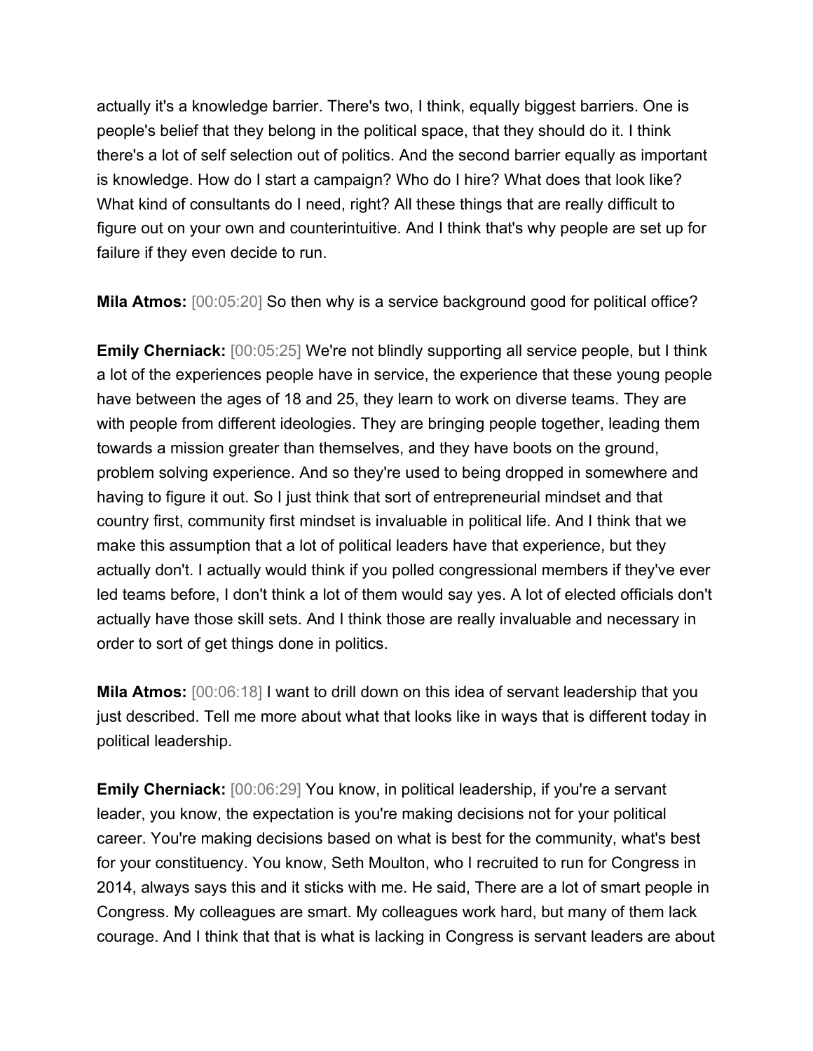actually it's a knowledge barrier. There's two, I think, equally biggest barriers. One is people's belief that they belong in the political space, that they should do it. I think there's a lot of self selection out of politics. And the second barrier equally as important is knowledge. How do I start a campaign? Who do I hire? What does that look like? What kind of consultants do I need, right? All these things that are really difficult to figure out on your own and counterintuitive. And I think that's why people are set up for failure if they even decide to run.

**Mila Atmos:** [00:05:20] So then why is a service background good for political office?

**Emily Cherniack:** [00:05:25] We're not blindly supporting all service people, but I think a lot of the experiences people have in service, the experience that these young people have between the ages of 18 and 25, they learn to work on diverse teams. They are with people from different ideologies. They are bringing people together, leading them towards a mission greater than themselves, and they have boots on the ground, problem solving experience. And so they're used to being dropped in somewhere and having to figure it out. So I just think that sort of entrepreneurial mindset and that country first, community first mindset is invaluable in political life. And I think that we make this assumption that a lot of political leaders have that experience, but they actually don't. I actually would think if you polled congressional members if they've ever led teams before, I don't think a lot of them would say yes. A lot of elected officials don't actually have those skill sets. And I think those are really invaluable and necessary in order to sort of get things done in politics.

**Mila Atmos:** [00:06:18] I want to drill down on this idea of servant leadership that you just described. Tell me more about what that looks like in ways that is different today in political leadership.

**Emily Cherniack:** [00:06:29] You know, in political leadership, if you're a servant leader, you know, the expectation is you're making decisions not for your political career. You're making decisions based on what is best for the community, what's best for your constituency. You know, Seth Moulton, who I recruited to run for Congress in 2014, always says this and it sticks with me. He said, There are a lot of smart people in Congress. My colleagues are smart. My colleagues work hard, but many of them lack courage. And I think that that is what is lacking in Congress is servant leaders are about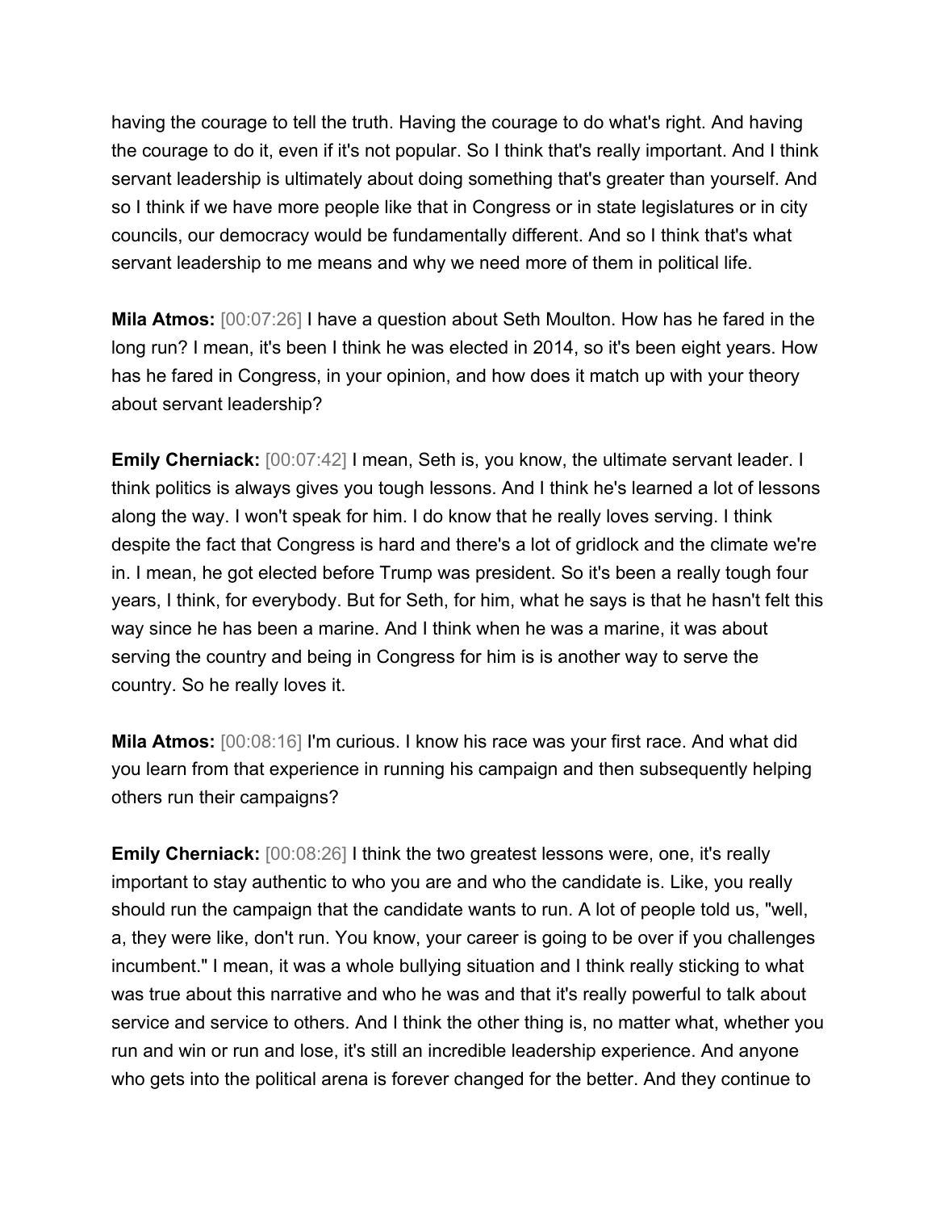having the courage to tell the truth. Having the courage to do what's right. And having the courage to do it, even if it's not popular. So I think that's really important. And I think servant leadership is ultimately about doing something that's greater than yourself. And so I think if we have more people like that in Congress or in state legislatures or in city councils, our democracy would be fundamentally different. And so I think that's what servant leadership to me means and why we need more of them in political life.

**Mila Atmos:** [00:07:26] I have a question about Seth Moulton. How has he fared in the long run? I mean, it's been I think he was elected in 2014, so it's been eight years. How has he fared in Congress, in your opinion, and how does it match up with your theory about servant leadership?

**Emily Cherniack:** [00:07:42] I mean, Seth is, you know, the ultimate servant leader. I think politics is always gives you tough lessons. And I think he's learned a lot of lessons along the way. I won't speak for him. I do know that he really loves serving. I think despite the fact that Congress is hard and there's a lot of gridlock and the climate we're in. I mean, he got elected before Trump was president. So it's been a really tough four years, I think, for everybody. But for Seth, for him, what he says is that he hasn't felt this way since he has been a marine. And I think when he was a marine, it was about serving the country and being in Congress for him is is another way to serve the country. So he really loves it.

**Mila Atmos:** [00:08:16] I'm curious. I know his race was your first race. And what did you learn from that experience in running his campaign and then subsequently helping others run their campaigns?

**Emily Cherniack:** [00:08:26] I think the two greatest lessons were, one, it's really important to stay authentic to who you are and who the candidate is. Like, you really should run the campaign that the candidate wants to run. A lot of people told us, "well, a, they were like, don't run. You know, your career is going to be over if you challenges incumbent." I mean, it was a whole bullying situation and I think really sticking to what was true about this narrative and who he was and that it's really powerful to talk about service and service to others. And I think the other thing is, no matter what, whether you run and win or run and lose, it's still an incredible leadership experience. And anyone who gets into the political arena is forever changed for the better. And they continue to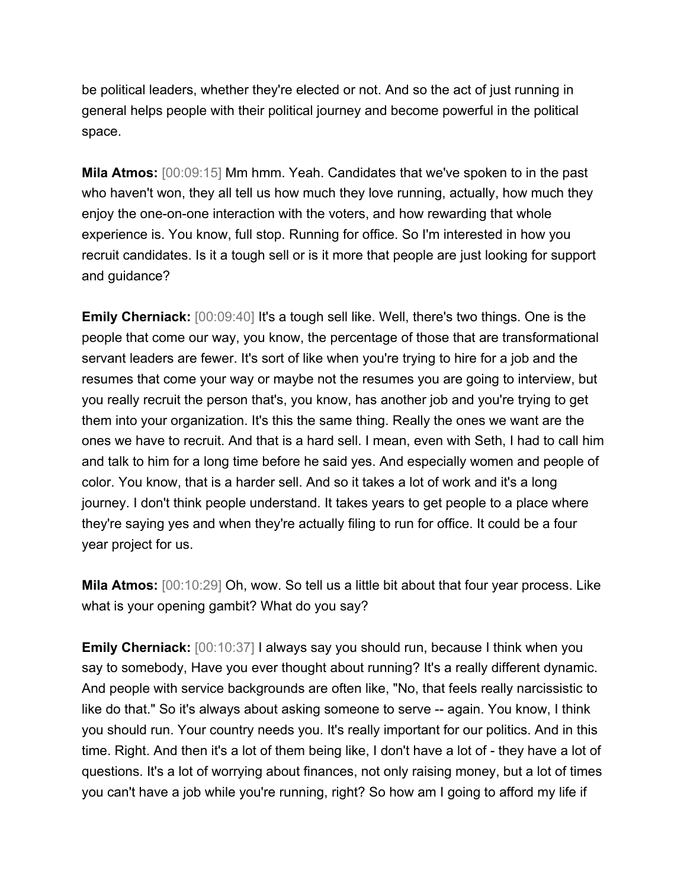be political leaders, whether they're elected or not. And so the act of just running in general helps people with their political journey and become powerful in the political space.

**Mila Atmos:** [00:09:15] Mm hmm. Yeah. Candidates that we've spoken to in the past who haven't won, they all tell us how much they love running, actually, how much they enjoy the one-on-one interaction with the voters, and how rewarding that whole experience is. You know, full stop. Running for office. So I'm interested in how you recruit candidates. Is it a tough sell or is it more that people are just looking for support and guidance?

**Emily Cherniack:** [00:09:40] It's a tough sell like. Well, there's two things. One is the people that come our way, you know, the percentage of those that are transformational servant leaders are fewer. It's sort of like when you're trying to hire for a job and the resumes that come your way or maybe not the resumes you are going to interview, but you really recruit the person that's, you know, has another job and you're trying to get them into your organization. It's this the same thing. Really the ones we want are the ones we have to recruit. And that is a hard sell. I mean, even with Seth, I had to call him and talk to him for a long time before he said yes. And especially women and people of color. You know, that is a harder sell. And so it takes a lot of work and it's a long journey. I don't think people understand. It takes years to get people to a place where they're saying yes and when they're actually filing to run for office. It could be a four year project for us.

**Mila Atmos:** [00:10:29] Oh, wow. So tell us a little bit about that four year process. Like what is your opening gambit? What do you say?

**Emily Cherniack:** [00:10:37] I always say you should run, because I think when you say to somebody, Have you ever thought about running? It's a really different dynamic. And people with service backgrounds are often like, "No, that feels really narcissistic to like do that." So it's always about asking someone to serve -- again. You know, I think you should run. Your country needs you. It's really important for our politics. And in this time. Right. And then it's a lot of them being like, I don't have a lot of - they have a lot of questions. It's a lot of worrying about finances, not only raising money, but a lot of times you can't have a job while you're running, right? So how am I going to afford my life if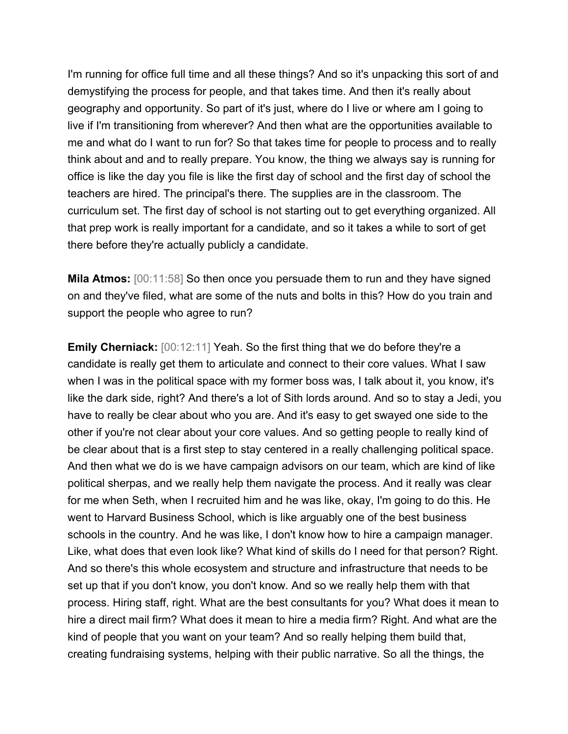I'm running for office full time and all these things? And so it's unpacking this sort of and demystifying the process for people, and that takes time. And then it's really about geography and opportunity. So part of it's just, where do I live or where am I going to live if I'm transitioning from wherever? And then what are the opportunities available to me and what do I want to run for? So that takes time for people to process and to really think about and and to really prepare. You know, the thing we always say is running for office is like the day you file is like the first day of school and the first day of school the teachers are hired. The principal's there. The supplies are in the classroom. The curriculum set. The first day of school is not starting out to get everything organized. All that prep work is really important for a candidate, and so it takes a while to sort of get there before they're actually publicly a candidate.

**Mila Atmos:** [00:11:58] So then once you persuade them to run and they have signed on and they've filed, what are some of the nuts and bolts in this? How do you train and support the people who agree to run?

**Emily Cherniack:** [00:12:11] Yeah. So the first thing that we do before they're a candidate is really get them to articulate and connect to their core values. What I saw when I was in the political space with my former boss was, I talk about it, you know, it's like the dark side, right? And there's a lot of Sith lords around. And so to stay a Jedi, you have to really be clear about who you are. And it's easy to get swayed one side to the other if you're not clear about your core values. And so getting people to really kind of be clear about that is a first step to stay centered in a really challenging political space. And then what we do is we have campaign advisors on our team, which are kind of like political sherpas, and we really help them navigate the process. And it really was clear for me when Seth, when I recruited him and he was like, okay, I'm going to do this. He went to Harvard Business School, which is like arguably one of the best business schools in the country. And he was like, I don't know how to hire a campaign manager. Like, what does that even look like? What kind of skills do I need for that person? Right. And so there's this whole ecosystem and structure and infrastructure that needs to be set up that if you don't know, you don't know. And so we really help them with that process. Hiring staff, right. What are the best consultants for you? What does it mean to hire a direct mail firm? What does it mean to hire a media firm? Right. And what are the kind of people that you want on your team? And so really helping them build that, creating fundraising systems, helping with their public narrative. So all the things, the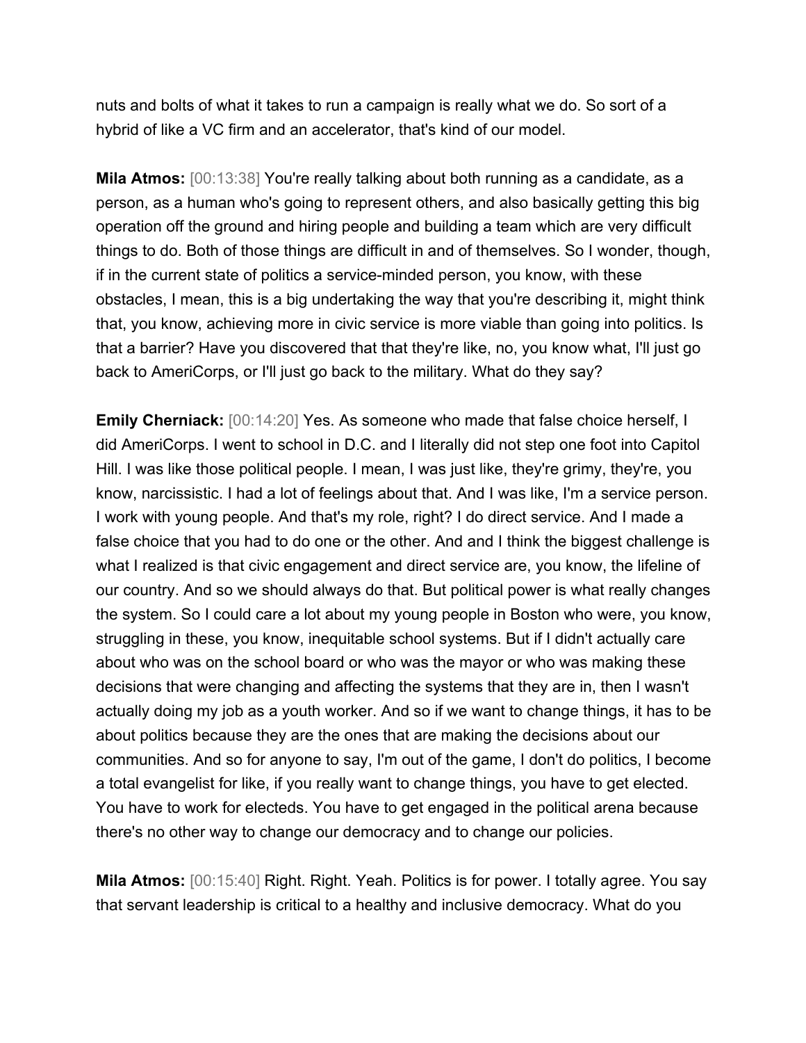nuts and bolts of what it takes to run a campaign is really what we do. So sort of a hybrid of like a VC firm and an accelerator, that's kind of our model.

**Mila Atmos:** [00:13:38] You're really talking about both running as a candidate, as a person, as a human who's going to represent others, and also basically getting this big operation off the ground and hiring people and building a team which are very difficult things to do. Both of those things are difficult in and of themselves. So I wonder, though, if in the current state of politics a service-minded person, you know, with these obstacles, I mean, this is a big undertaking the way that you're describing it, might think that, you know, achieving more in civic service is more viable than going into politics. Is that a barrier? Have you discovered that that they're like, no, you know what, I'll just go back to AmeriCorps, or I'll just go back to the military. What do they say?

**Emily Cherniack:** [00:14:20] Yes. As someone who made that false choice herself, I did AmeriCorps. I went to school in D.C. and I literally did not step one foot into Capitol Hill. I was like those political people. I mean, I was just like, they're grimy, they're, you know, narcissistic. I had a lot of feelings about that. And I was like, I'm a service person. I work with young people. And that's my role, right? I do direct service. And I made a false choice that you had to do one or the other. And and I think the biggest challenge is what I realized is that civic engagement and direct service are, you know, the lifeline of our country. And so we should always do that. But political power is what really changes the system. So I could care a lot about my young people in Boston who were, you know, struggling in these, you know, inequitable school systems. But if I didn't actually care about who was on the school board or who was the mayor or who was making these decisions that were changing and affecting the systems that they are in, then I wasn't actually doing my job as a youth worker. And so if we want to change things, it has to be about politics because they are the ones that are making the decisions about our communities. And so for anyone to say, I'm out of the game, I don't do politics, I become a total evangelist for like, if you really want to change things, you have to get elected. You have to work for electeds. You have to get engaged in the political arena because there's no other way to change our democracy and to change our policies.

**Mila Atmos:** [00:15:40] Right. Right. Yeah. Politics is for power. I totally agree. You say that servant leadership is critical to a healthy and inclusive democracy. What do you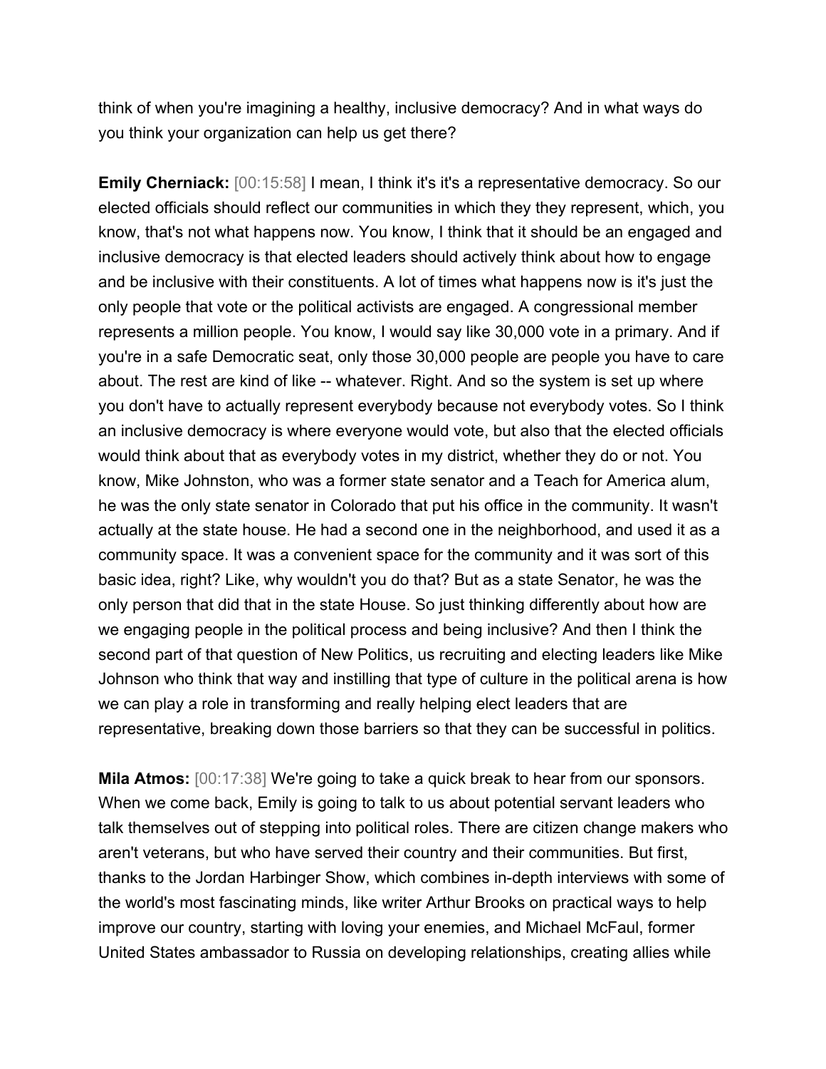think of when you're imagining a healthy, inclusive democracy? And in what ways do you think your organization can help us get there?

**Emily Cherniack:** [00:15:58] I mean, I think it's it's a representative democracy. So our elected officials should reflect our communities in which they they represent, which, you know, that's not what happens now. You know, I think that it should be an engaged and inclusive democracy is that elected leaders should actively think about how to engage and be inclusive with their constituents. A lot of times what happens now is it's just the only people that vote or the political activists are engaged. A congressional member represents a million people. You know, I would say like 30,000 vote in a primary. And if you're in a safe Democratic seat, only those 30,000 people are people you have to care about. The rest are kind of like -- whatever. Right. And so the system is set up where you don't have to actually represent everybody because not everybody votes. So I think an inclusive democracy is where everyone would vote, but also that the elected officials would think about that as everybody votes in my district, whether they do or not. You know, Mike Johnston, who was a former state senator and a Teach for America alum, he was the only state senator in Colorado that put his office in the community. It wasn't actually at the state house. He had a second one in the neighborhood, and used it as a community space. It was a convenient space for the community and it was sort of this basic idea, right? Like, why wouldn't you do that? But as a state Senator, he was the only person that did that in the state House. So just thinking differently about how are we engaging people in the political process and being inclusive? And then I think the second part of that question of New Politics, us recruiting and electing leaders like Mike Johnson who think that way and instilling that type of culture in the political arena is how we can play a role in transforming and really helping elect leaders that are representative, breaking down those barriers so that they can be successful in politics.

**Mila Atmos:** [00:17:38] We're going to take a quick break to hear from our sponsors. When we come back, Emily is going to talk to us about potential servant leaders who talk themselves out of stepping into political roles. There are citizen change makers who aren't veterans, but who have served their country and their communities. But first, thanks to the Jordan Harbinger Show, which combines in-depth interviews with some of the world's most fascinating minds, like writer Arthur Brooks on practical ways to help improve our country, starting with loving your enemies, and Michael McFaul, former United States ambassador to Russia on developing relationships, creating allies while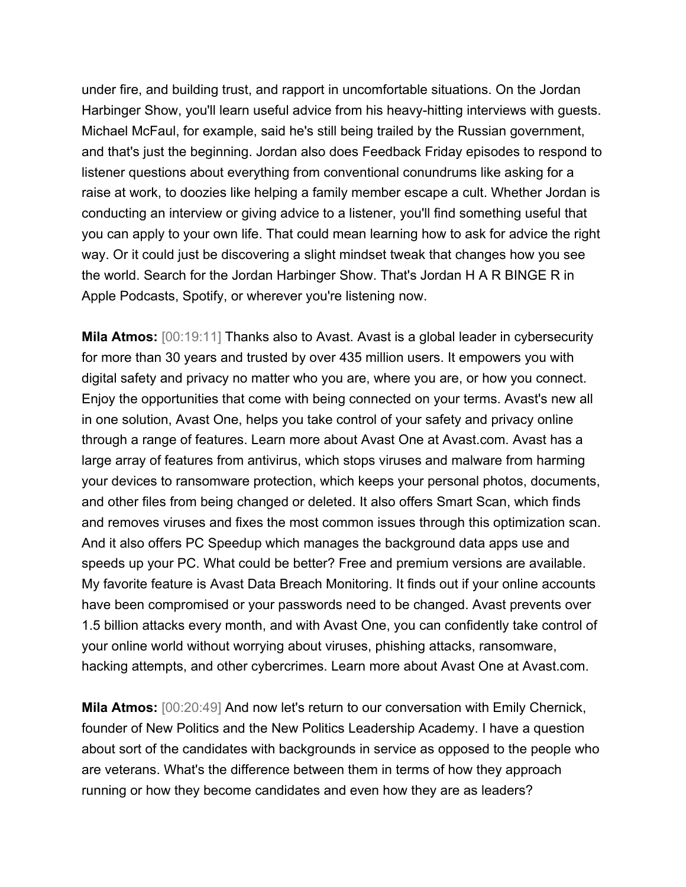under fire, and building trust, and rapport in uncomfortable situations. On the Jordan Harbinger Show, you'll learn useful advice from his heavy-hitting interviews with guests. Michael McFaul, for example, said he's still being trailed by the Russian government, and that's just the beginning. Jordan also does Feedback Friday episodes to respond to listener questions about everything from conventional conundrums like asking for a raise at work, to doozies like helping a family member escape a cult. Whether Jordan is conducting an interview or giving advice to a listener, you'll find something useful that you can apply to your own life. That could mean learning how to ask for advice the right way. Or it could just be discovering a slight mindset tweak that changes how you see the world. Search for the Jordan Harbinger Show. That's Jordan H A R BINGE R in Apple Podcasts, Spotify, or wherever you're listening now.

**Mila Atmos:** [00:19:11] Thanks also to Avast. Avast is a global leader in cybersecurity for more than 30 years and trusted by over 435 million users. It empowers you with digital safety and privacy no matter who you are, where you are, or how you connect. Enjoy the opportunities that come with being connected on your terms. Avast's new all in one solution, Avast One, helps you take control of your safety and privacy online through a range of features. Learn more about Avast One at Avast.com. Avast has a large array of features from antivirus, which stops viruses and malware from harming your devices to ransomware protection, which keeps your personal photos, documents, and other files from being changed or deleted. It also offers Smart Scan, which finds and removes viruses and fixes the most common issues through this optimization scan. And it also offers PC Speedup which manages the background data apps use and speeds up your PC. What could be better? Free and premium versions are available. My favorite feature is Avast Data Breach Monitoring. It finds out if your online accounts have been compromised or your passwords need to be changed. Avast prevents over 1.5 billion attacks every month, and with Avast One, you can confidently take control of your online world without worrying about viruses, phishing attacks, ransomware, hacking attempts, and other cybercrimes. Learn more about Avast One at Avast.com.

**Mila Atmos:** [00:20:49] And now let's return to our conversation with Emily Chernick, founder of New Politics and the New Politics Leadership Academy. I have a question about sort of the candidates with backgrounds in service as opposed to the people who are veterans. What's the difference between them in terms of how they approach running or how they become candidates and even how they are as leaders?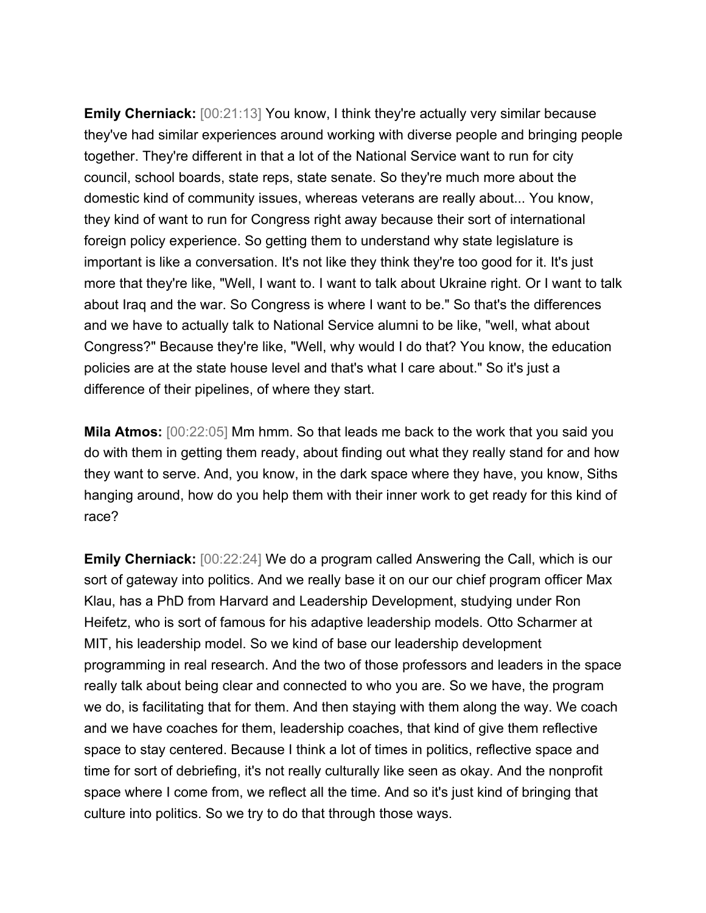**Emily Cherniack:** [00:21:13] You know, I think they're actually very similar because they've had similar experiences around working with diverse people and bringing people together. They're different in that a lot of the National Service want to run for city council, school boards, state reps, state senate. So they're much more about the domestic kind of community issues, whereas veterans are really about... You know, they kind of want to run for Congress right away because their sort of international foreign policy experience. So getting them to understand why state legislature is important is like a conversation. It's not like they think they're too good for it. It's just more that they're like, "Well, I want to. I want to talk about Ukraine right. Or I want to talk about Iraq and the war. So Congress is where I want to be." So that's the differences and we have to actually talk to National Service alumni to be like, "well, what about Congress?" Because they're like, "Well, why would I do that? You know, the education policies are at the state house level and that's what I care about." So it's just a difference of their pipelines, of where they start.

**Mila Atmos:** [00:22:05] Mm hmm. So that leads me back to the work that you said you do with them in getting them ready, about finding out what they really stand for and how they want to serve. And, you know, in the dark space where they have, you know, Siths hanging around, how do you help them with their inner work to get ready for this kind of race?

**Emily Cherniack:** [00:22:24] We do a program called Answering the Call, which is our sort of gateway into politics. And we really base it on our our chief program officer Max Klau, has a PhD from Harvard and Leadership Development, studying under Ron Heifetz, who is sort of famous for his adaptive leadership models. Otto Scharmer at MIT, his leadership model. So we kind of base our leadership development programming in real research. And the two of those professors and leaders in the space really talk about being clear and connected to who you are. So we have, the program we do, is facilitating that for them. And then staying with them along the way. We coach and we have coaches for them, leadership coaches, that kind of give them reflective space to stay centered. Because I think a lot of times in politics, reflective space and time for sort of debriefing, it's not really culturally like seen as okay. And the nonprofit space where I come from, we reflect all the time. And so it's just kind of bringing that culture into politics. So we try to do that through those ways.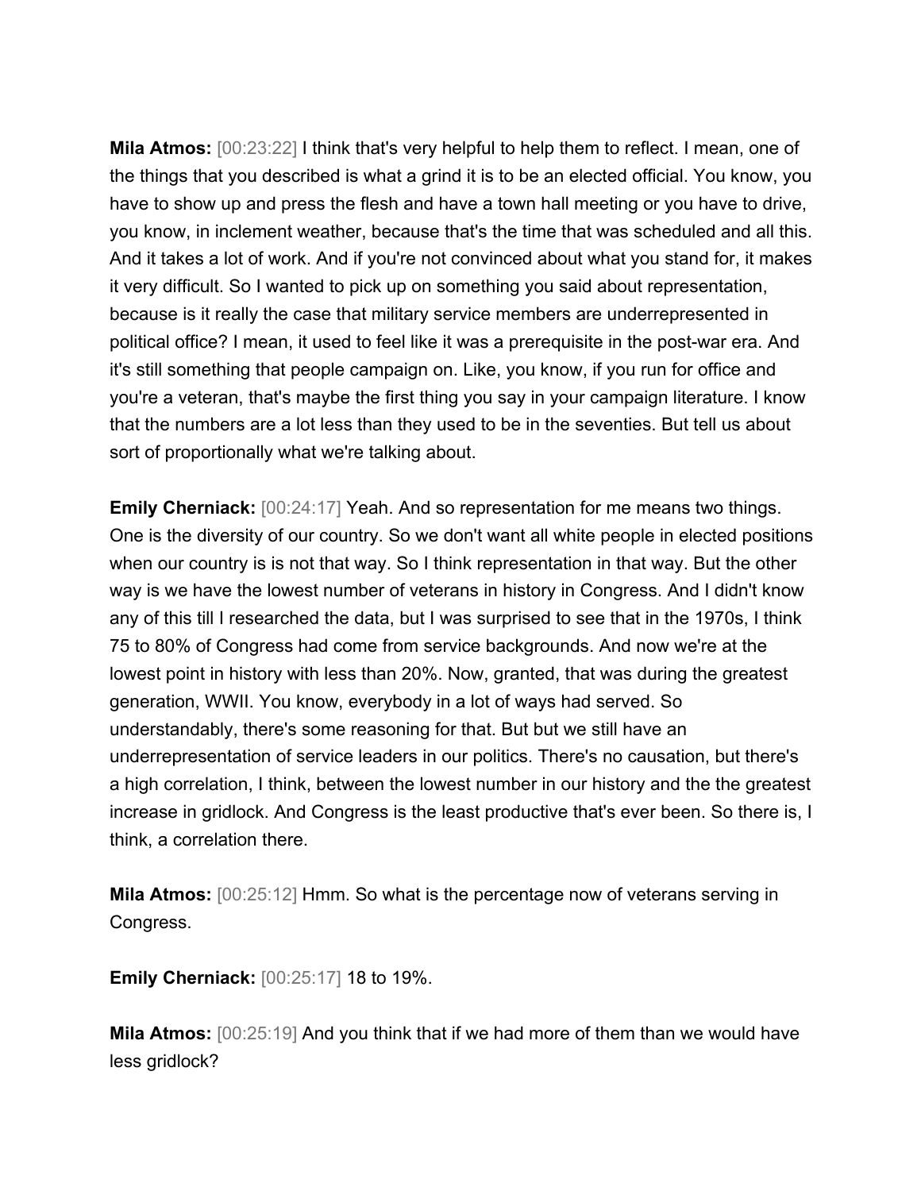**Mila Atmos:** [00:23:22] I think that's very helpful to help them to reflect. I mean, one of the things that you described is what a grind it is to be an elected official. You know, you have to show up and press the flesh and have a town hall meeting or you have to drive, you know, in inclement weather, because that's the time that was scheduled and all this. And it takes a lot of work. And if you're not convinced about what you stand for, it makes it very difficult. So I wanted to pick up on something you said about representation, because is it really the case that military service members are underrepresented in political office? I mean, it used to feel like it was a prerequisite in the post-war era. And it's still something that people campaign on. Like, you know, if you run for office and you're a veteran, that's maybe the first thing you say in your campaign literature. I know that the numbers are a lot less than they used to be in the seventies. But tell us about sort of proportionally what we're talking about.

**Emily Cherniack:** [00:24:17] Yeah. And so representation for me means two things. One is the diversity of our country. So we don't want all white people in elected positions when our country is is not that way. So I think representation in that way. But the other way is we have the lowest number of veterans in history in Congress. And I didn't know any of this till I researched the data, but I was surprised to see that in the 1970s, I think 75 to 80% of Congress had come from service backgrounds. And now we're at the lowest point in history with less than 20%. Now, granted, that was during the greatest generation, WWII. You know, everybody in a lot of ways had served. So understandably, there's some reasoning for that. But but we still have an underrepresentation of service leaders in our politics. There's no causation, but there's a high correlation, I think, between the lowest number in our history and the the greatest increase in gridlock. And Congress is the least productive that's ever been. So there is, I think, a correlation there.

**Mila Atmos:** [00:25:12] Hmm. So what is the percentage now of veterans serving in Congress.

**Emily Cherniack:** [00:25:17] 18 to 19%.

**Mila Atmos:** [00:25:19] And you think that if we had more of them than we would have less gridlock?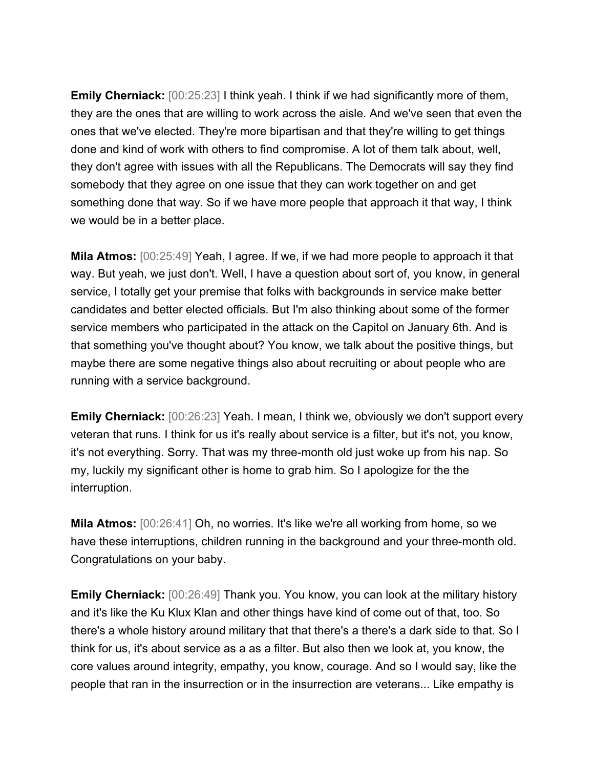**Emily Cherniack:** [00:25:23] I think yeah. I think if we had significantly more of them, they are the ones that are willing to work across the aisle. And we've seen that even the ones that we've elected. They're more bipartisan and that they're willing to get things done and kind of work with others to find compromise. A lot of them talk about, well, they don't agree with issues with all the Republicans. The Democrats will say they find somebody that they agree on one issue that they can work together on and get something done that way. So if we have more people that approach it that way, I think we would be in a better place.

**Mila Atmos:** [00:25:49] Yeah, I agree. If we, if we had more people to approach it that way. But yeah, we just don't. Well, I have a question about sort of, you know, in general service, I totally get your premise that folks with backgrounds in service make better candidates and better elected officials. But I'm also thinking about some of the former service members who participated in the attack on the Capitol on January 6th. And is that something you've thought about? You know, we talk about the positive things, but maybe there are some negative things also about recruiting or about people who are running with a service background.

**Emily Cherniack:** [00:26:23] Yeah. I mean, I think we, obviously we don't support every veteran that runs. I think for us it's really about service is a filter, but it's not, you know, it's not everything. Sorry. That was my three-month old just woke up from his nap. So my, luckily my significant other is home to grab him. So I apologize for the the interruption.

**Mila Atmos:** [00:26:41] Oh, no worries. It's like we're all working from home, so we have these interruptions, children running in the background and your three-month old. Congratulations on your baby.

**Emily Cherniack:** [00:26:49] Thank you. You know, you can look at the military history and it's like the Ku Klux Klan and other things have kind of come out of that, too. So there's a whole history around military that that there's a there's a dark side to that. So I think for us, it's about service as a as a filter. But also then we look at, you know, the core values around integrity, empathy, you know, courage. And so I would say, like the people that ran in the insurrection or in the insurrection are veterans... Like empathy is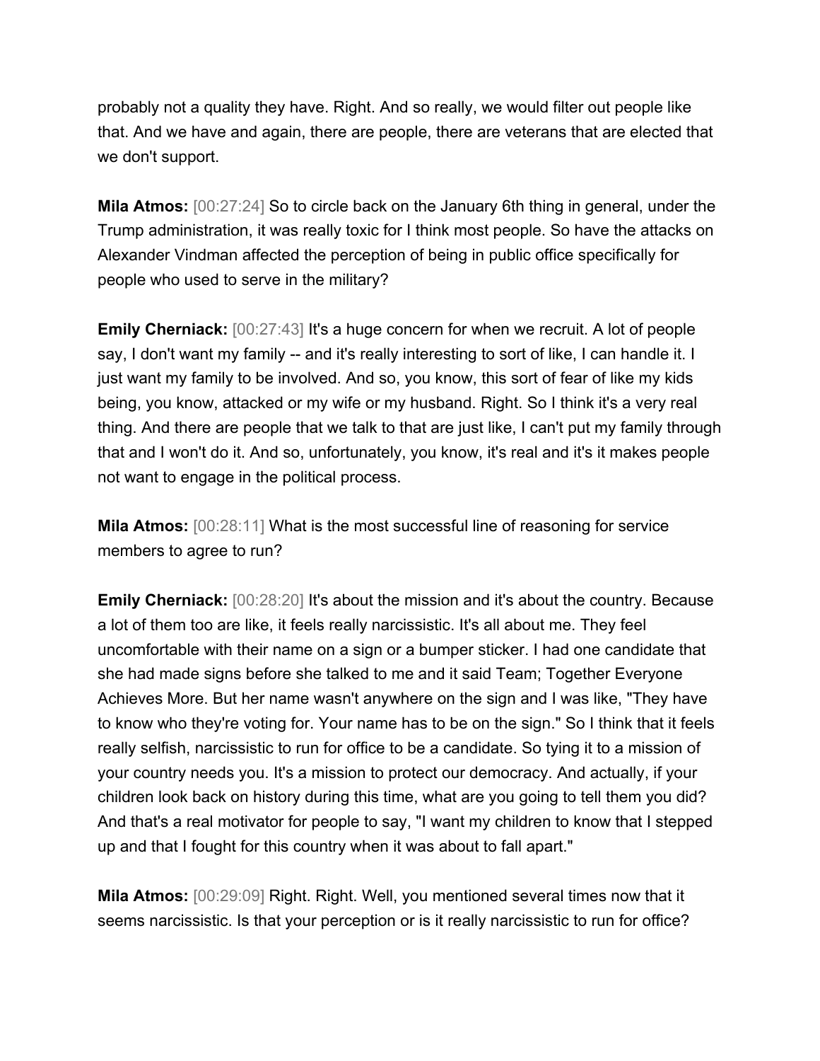probably not a quality they have. Right. And so really, we would filter out people like that. And we have and again, there are people, there are veterans that are elected that we don't support.

**Mila Atmos:** [00:27:24] So to circle back on the January 6th thing in general, under the Trump administration, it was really toxic for I think most people. So have the attacks on Alexander Vindman affected the perception of being in public office specifically for people who used to serve in the military?

**Emily Cherniack:** [00:27:43] It's a huge concern for when we recruit. A lot of people say, I don't want my family -- and it's really interesting to sort of like, I can handle it. I just want my family to be involved. And so, you know, this sort of fear of like my kids being, you know, attacked or my wife or my husband. Right. So I think it's a very real thing. And there are people that we talk to that are just like, I can't put my family through that and I won't do it. And so, unfortunately, you know, it's real and it's it makes people not want to engage in the political process.

**Mila Atmos:** [00:28:11] What is the most successful line of reasoning for service members to agree to run?

**Emily Cherniack:** [00:28:20] It's about the mission and it's about the country. Because a lot of them too are like, it feels really narcissistic. It's all about me. They feel uncomfortable with their name on a sign or a bumper sticker. I had one candidate that she had made signs before she talked to me and it said Team; Together Everyone Achieves More. But her name wasn't anywhere on the sign and I was like, "They have to know who they're voting for. Your name has to be on the sign." So I think that it feels really selfish, narcissistic to run for office to be a candidate. So tying it to a mission of your country needs you. It's a mission to protect our democracy. And actually, if your children look back on history during this time, what are you going to tell them you did? And that's a real motivator for people to say, "I want my children to know that I stepped up and that I fought for this country when it was about to fall apart."

**Mila Atmos:** [00:29:09] Right. Right. Well, you mentioned several times now that it seems narcissistic. Is that your perception or is it really narcissistic to run for office?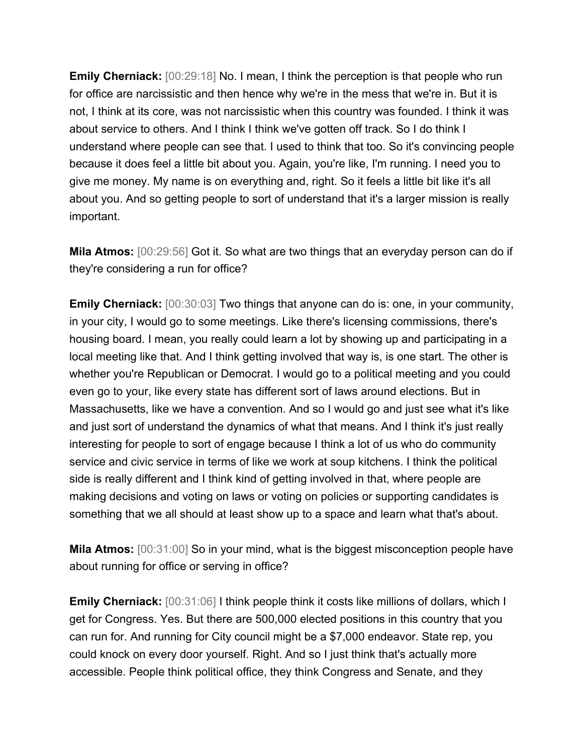**Emily Cherniack:** [00:29:18] No. I mean, I think the perception is that people who run for office are narcissistic and then hence why we're in the mess that we're in. But it is not, I think at its core, was not narcissistic when this country was founded. I think it was about service to others. And I think I think we've gotten off track. So I do think I understand where people can see that. I used to think that too. So it's convincing people because it does feel a little bit about you. Again, you're like, I'm running. I need you to give me money. My name is on everything and, right. So it feels a little bit like it's all about you. And so getting people to sort of understand that it's a larger mission is really important.

**Mila Atmos:** [00:29:56] Got it. So what are two things that an everyday person can do if they're considering a run for office?

**Emily Cherniack:** [00:30:03] Two things that anyone can do is: one, in your community, in your city, I would go to some meetings. Like there's licensing commissions, there's housing board. I mean, you really could learn a lot by showing up and participating in a local meeting like that. And I think getting involved that way is, is one start. The other is whether you're Republican or Democrat. I would go to a political meeting and you could even go to your, like every state has different sort of laws around elections. But in Massachusetts, like we have a convention. And so I would go and just see what it's like and just sort of understand the dynamics of what that means. And I think it's just really interesting for people to sort of engage because I think a lot of us who do community service and civic service in terms of like we work at soup kitchens. I think the political side is really different and I think kind of getting involved in that, where people are making decisions and voting on laws or voting on policies or supporting candidates is something that we all should at least show up to a space and learn what that's about.

**Mila Atmos:** [00:31:00] So in your mind, what is the biggest misconception people have about running for office or serving in office?

**Emily Cherniack:** [00:31:06] I think people think it costs like millions of dollars, which I get for Congress. Yes. But there are 500,000 elected positions in this country that you can run for. And running for City council might be a $7,000 endeavor. State rep, you could knock on every door yourself. Right. And so I just think that's actually more accessible. People think political office, they think Congress and Senate, and they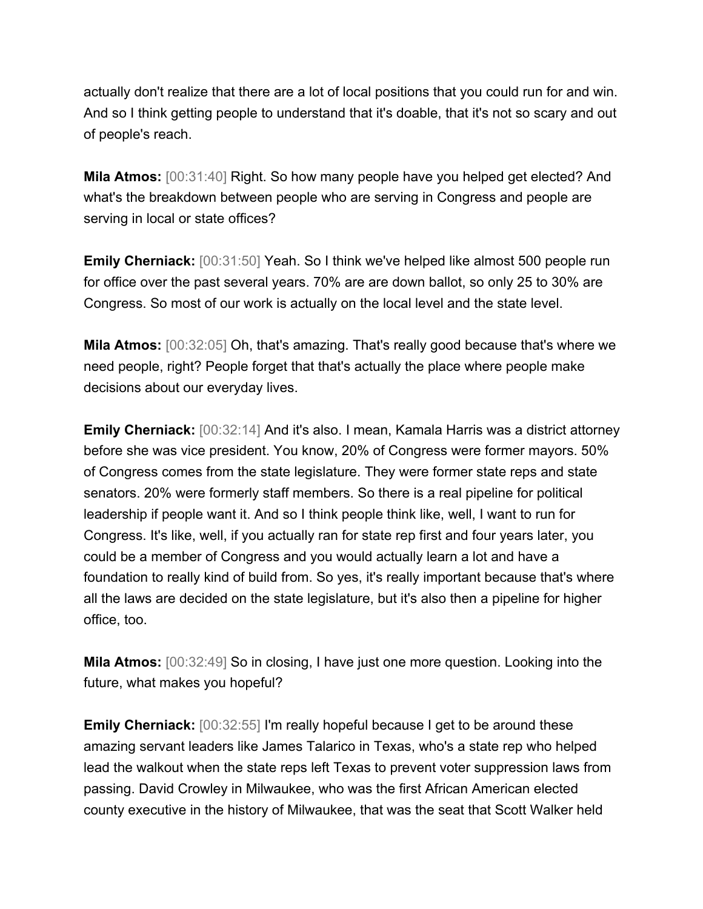actually don't realize that there are a lot of local positions that you could run for and win. And so I think getting people to understand that it's doable, that it's not so scary and out of people's reach.

**Mila Atmos:** [00:31:40] Right. So how many people have you helped get elected? And what's the breakdown between people who are serving in Congress and people are serving in local or state offices?

**Emily Cherniack:** [00:31:50] Yeah. So I think we've helped like almost 500 people run for office over the past several years. 70% are are down ballot, so only 25 to 30% are Congress. So most of our work is actually on the local level and the state level.

**Mila Atmos:** [00:32:05] Oh, that's amazing. That's really good because that's where we need people, right? People forget that that's actually the place where people make decisions about our everyday lives.

**Emily Cherniack:** [00:32:14] And it's also. I mean, Kamala Harris was a district attorney before she was vice president. You know, 20% of Congress were former mayors. 50% of Congress comes from the state legislature. They were former state reps and state senators. 20% were formerly staff members. So there is a real pipeline for political leadership if people want it. And so I think people think like, well, I want to run for Congress. It's like, well, if you actually ran for state rep first and four years later, you could be a member of Congress and you would actually learn a lot and have a foundation to really kind of build from. So yes, it's really important because that's where all the laws are decided on the state legislature, but it's also then a pipeline for higher office, too.

**Mila Atmos:** [00:32:49] So in closing, I have just one more question. Looking into the future, what makes you hopeful?

**Emily Cherniack:** [00:32:55] I'm really hopeful because I get to be around these amazing servant leaders like James Talarico in Texas, who's a state rep who helped lead the walkout when the state reps left Texas to prevent voter suppression laws from passing. David Crowley in Milwaukee, who was the first African American elected county executive in the history of Milwaukee, that was the seat that Scott Walker held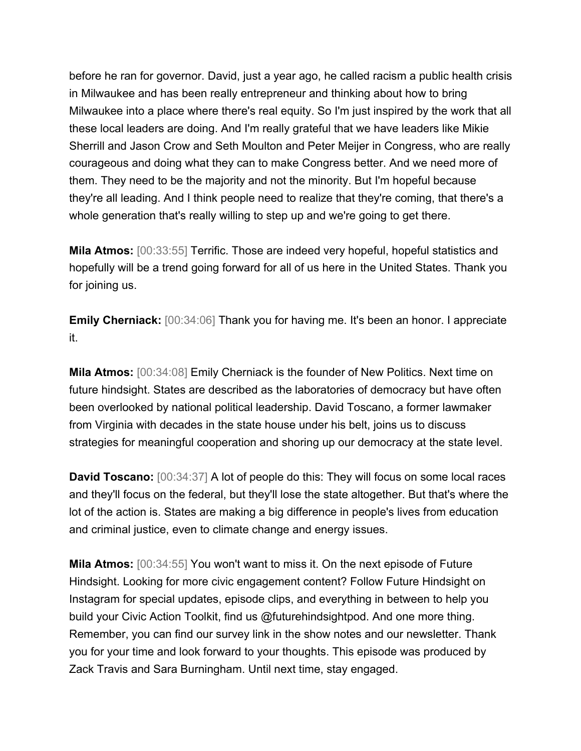before he ran for governor. David, just a year ago, he called racism a public health crisis in Milwaukee and has been really entrepreneur and thinking about how to bring Milwaukee into a place where there's real equity. So I'm just inspired by the work that all these local leaders are doing. And I'm really grateful that we have leaders like Mikie Sherrill and Jason Crow and Seth Moulton and Peter Meijer in Congress, who are really courageous and doing what they can to make Congress better. And we need more of them. They need to be the majority and not the minority. But I'm hopeful because they're all leading. And I think people need to realize that they're coming, that there's a whole generation that's really willing to step up and we're going to get there.

**Mila Atmos:** [00:33:55] Terrific. Those are indeed very hopeful, hopeful statistics and hopefully will be a trend going forward for all of us here in the United States. Thank you for joining us.

**Emily Cherniack:** [00:34:06] Thank you for having me. It's been an honor. I appreciate it.

**Mila Atmos:** [00:34:08] Emily Cherniack is the founder of New Politics. Next time on future hindsight. States are described as the laboratories of democracy but have often been overlooked by national political leadership. David Toscano, a former lawmaker from Virginia with decades in the state house under his belt, joins us to discuss strategies for meaningful cooperation and shoring up our democracy at the state level.

**David Toscano:** [00:34:37] A lot of people do this: They will focus on some local races and they'll focus on the federal, but they'll lose the state altogether. But that's where the lot of the action is. States are making a big difference in people's lives from education and criminal justice, even to climate change and energy issues.

**Mila Atmos:** [00:34:55] You won't want to miss it. On the next episode of Future Hindsight. Looking for more civic engagement content? Follow Future Hindsight on Instagram for special updates, episode clips, and everything in between to help you build your Civic Action Toolkit, find us @futurehindsightpod. And one more thing. Remember, you can find our survey link in the show notes and our newsletter. Thank you for your time and look forward to your thoughts. This episode was produced by Zack Travis and Sara Burningham. Until next time, stay engaged.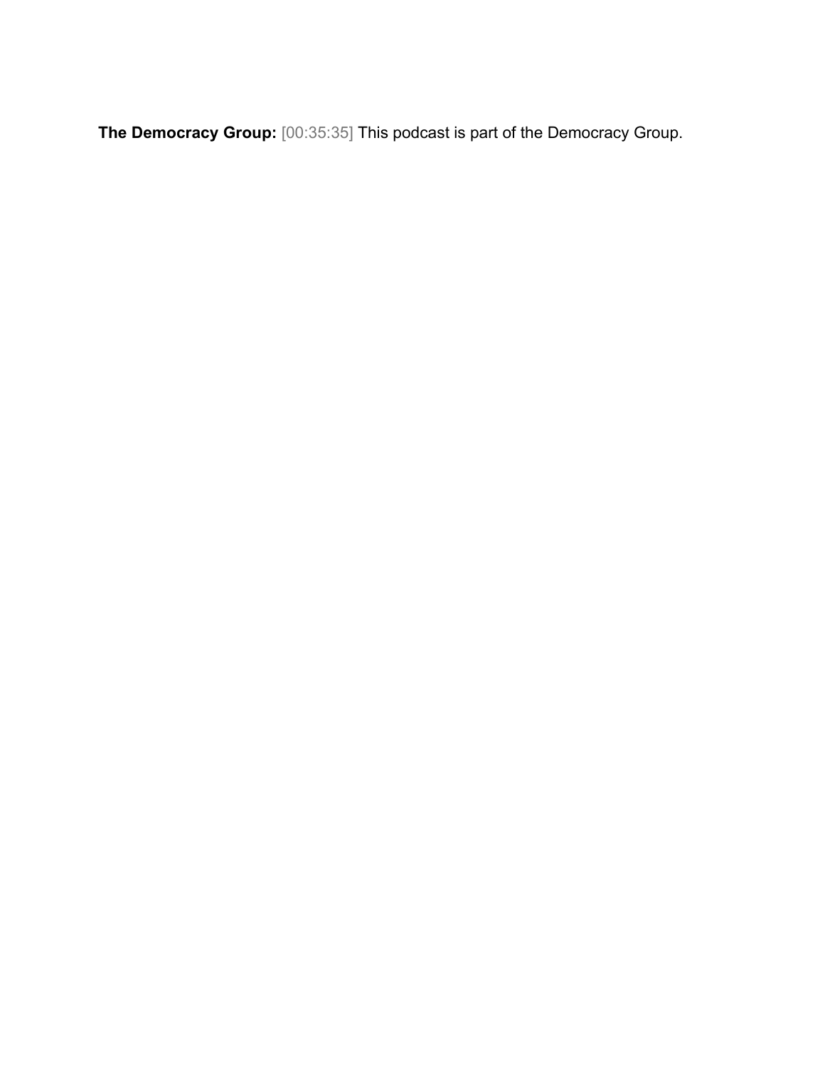**The Democracy Group:** [00:35:35] This podcast is part of the Democracy Group.